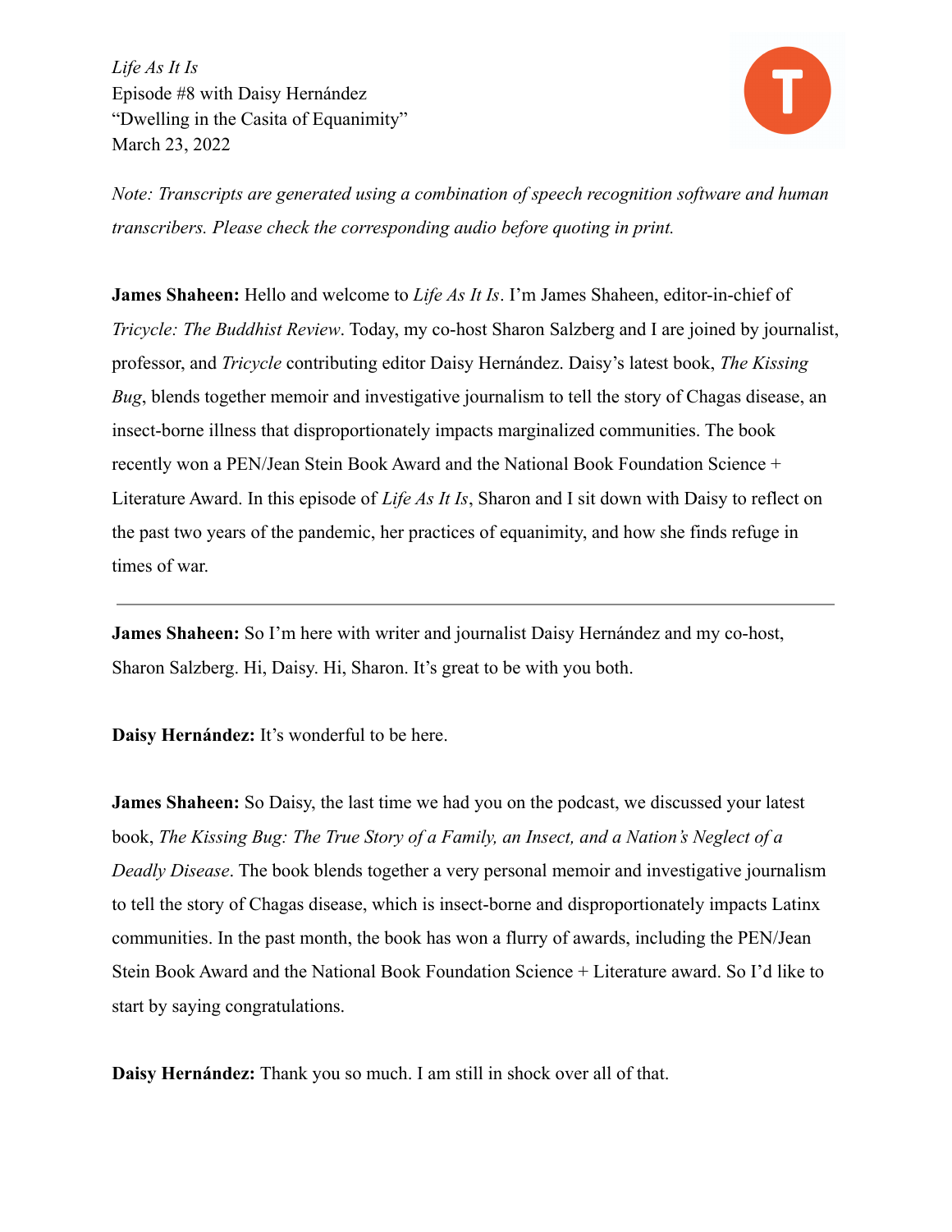*Life As It Is*
Episode #8 with Daisy Hernández
"Dwelling in the Casita of Equanimity"
March 23, 2022

*Note: Transcripts are generated using a combination of speech recognition software and human transcribers. Please check the corresponding audio before quoting in print.*

**James Shaheen:** Hello and welcome to *Life As It Is*. I'm James Shaheen, editor-in-chief of *Tricycle: The Buddhist Review*. Today, my co-host Sharon Salzberg and I are joined by journalist, professor, and *Tricycle* contributing editor Daisy Hernández. Daisy's latest book, *The Kissing Bug*, blends together memoir and investigative journalism to tell the story of Chagas disease, an insect-borne illness that disproportionately impacts marginalized communities. The book recently won a PEN/Jean Stein Book Award and the National Book Foundation Science + Literature Award. In this episode of *Life As It Is*, Sharon and I sit down with Daisy to reflect on the past two years of the pandemic, her practices of equanimity, and how she finds refuge in times of war.

---

**James Shaheen:** So I'm here with writer and journalist Daisy Hernández and my co-host, Sharon Salzberg. Hi, Daisy. Hi, Sharon. It's great to be with you both.

**Daisy Hernández:** It's wonderful to be here.

**James Shaheen:** So Daisy, the last time we had you on the podcast, we discussed your latest book, *The Kissing Bug: The True Story of a Family, an Insect, and a Nation's Neglect of a Deadly Disease*. The book blends together a very personal memoir and investigative journalism to tell the story of Chagas disease, which is insect-borne and disproportionately impacts Latinx communities. In the past month, the book has won a flurry of awards, including the PEN/Jean Stein Book Award and the National Book Foundation Science + Literature award. So I'd like to start by saying congratulations.

**Daisy Hernández:** Thank you so much. I am still in shock over all of that.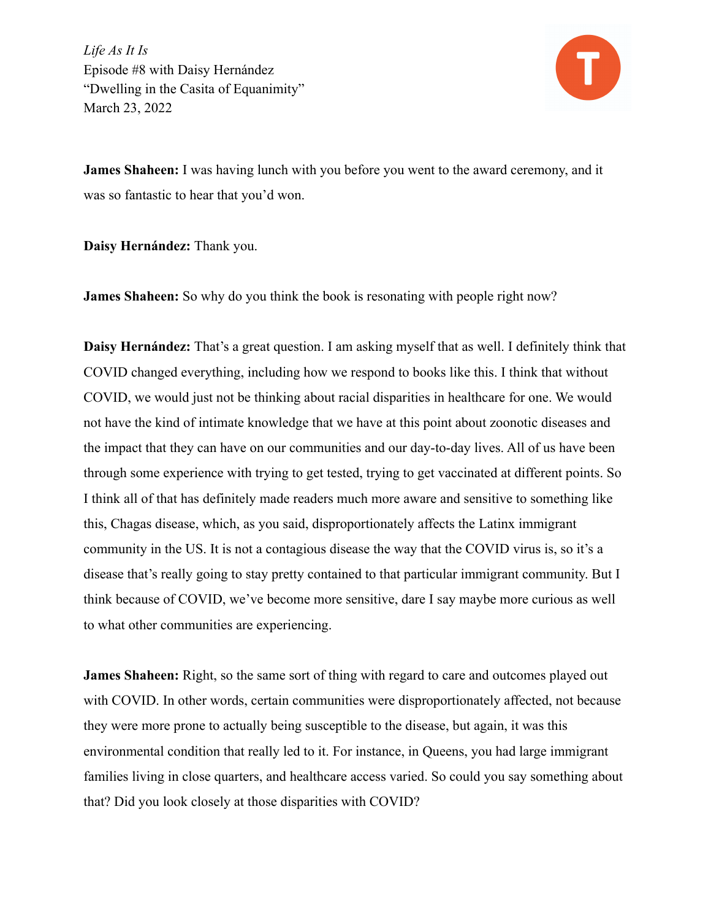*Life As It Is*
Episode #8 with Daisy Hernández
"Dwelling in the Casita of Equanimity"
March 23, 2022

**James Shaheen:** I was having lunch with you before you went to the award ceremony, and it was so fantastic to hear that you'd won.

**Daisy Hernández:** Thank you.

**James Shaheen:** So why do you think the book is resonating with people right now?

**Daisy Hernández:** That's a great question. I am asking myself that as well. I definitely think that COVID changed everything, including how we respond to books like this. I think that without COVID, we would just not be thinking about racial disparities in healthcare for one. We would not have the kind of intimate knowledge that we have at this point about zoonotic diseases and the impact that they can have on our communities and our day-to-day lives. All of us have been through some experience with trying to get tested, trying to get vaccinated at different points. So I think all of that has definitely made readers much more aware and sensitive to something like this, Chagas disease, which, as you said, disproportionately affects the Latinx immigrant community in the US. It is not a contagious disease the way that the COVID virus is, so it's a disease that's really going to stay pretty contained to that particular immigrant community. But I think because of COVID, we've become more sensitive, dare I say maybe more curious as well to what other communities are experiencing.

**James Shaheen:** Right, so the same sort of thing with regard to care and outcomes played out with COVID. In other words, certain communities were disproportionately affected, not because they were more prone to actually being susceptible to the disease, but again, it was this environmental condition that really led to it. For instance, in Queens, you had large immigrant families living in close quarters, and healthcare access varied. So could you say something about that? Did you look closely at those disparities with COVID?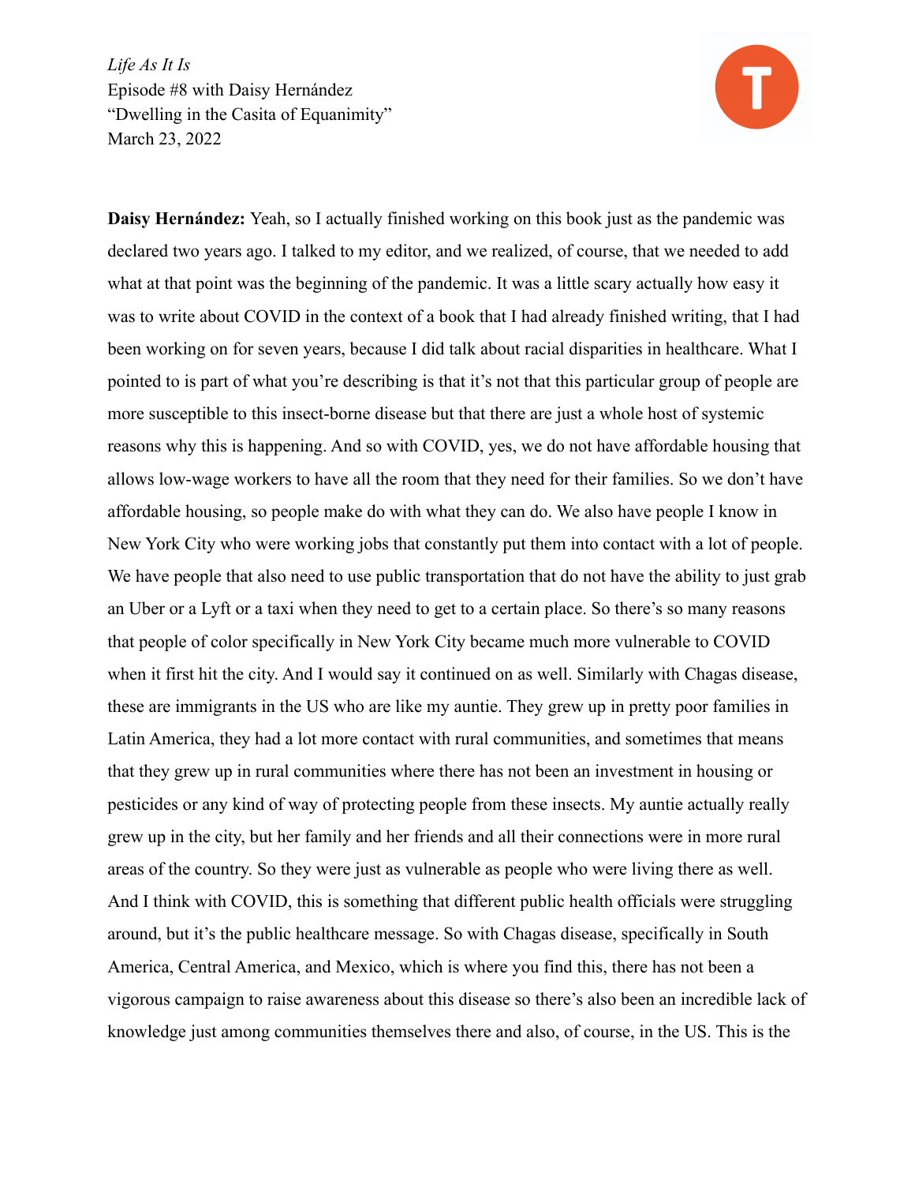*Life As It Is*
Episode #8 with Daisy Hernández
"Dwelling in the Casita of Equanimity"
March 23, 2022

**Daisy Hernández:** Yeah, so I actually finished working on this book just as the pandemic was declared two years ago. I talked to my editor, and we realized, of course, that we needed to add what at that point was the beginning of the pandemic. It was a little scary actually how easy it was to write about COVID in the context of a book that I had already finished writing, that I had been working on for seven years, because I did talk about racial disparities in healthcare. What I pointed to is part of what you're describing is that it's not that this particular group of people are more susceptible to this insect-borne disease but that there are just a whole host of systemic reasons why this is happening. And so with COVID, yes, we do not have affordable housing that allows low-wage workers to have all the room that they need for their families. So we don't have affordable housing, so people make do with what they can do. We also have people I know in New York City who were working jobs that constantly put them into contact with a lot of people. We have people that also need to use public transportation that do not have the ability to just grab an Uber or a Lyft or a taxi when they need to get to a certain place. So there's so many reasons that people of color specifically in New York City became much more vulnerable to COVID when it first hit the city. And I would say it continued on as well. Similarly with Chagas disease, these are immigrants in the US who are like my auntie. They grew up in pretty poor families in Latin America, they had a lot more contact with rural communities, and sometimes that means that they grew up in rural communities where there has not been an investment in housing or pesticides or any kind of way of protecting people from these insects. My auntie actually really grew up in the city, but her family and her friends and all their connections were in more rural areas of the country. So they were just as vulnerable as people who were living there as well. And I think with COVID, this is something that different public health officials were struggling around, but it's the public healthcare message. So with Chagas disease, specifically in South America, Central America, and Mexico, which is where you find this, there has not been a vigorous campaign to raise awareness about this disease so there's also been an incredible lack of knowledge just among communities themselves there and also, of course, in the US. This is the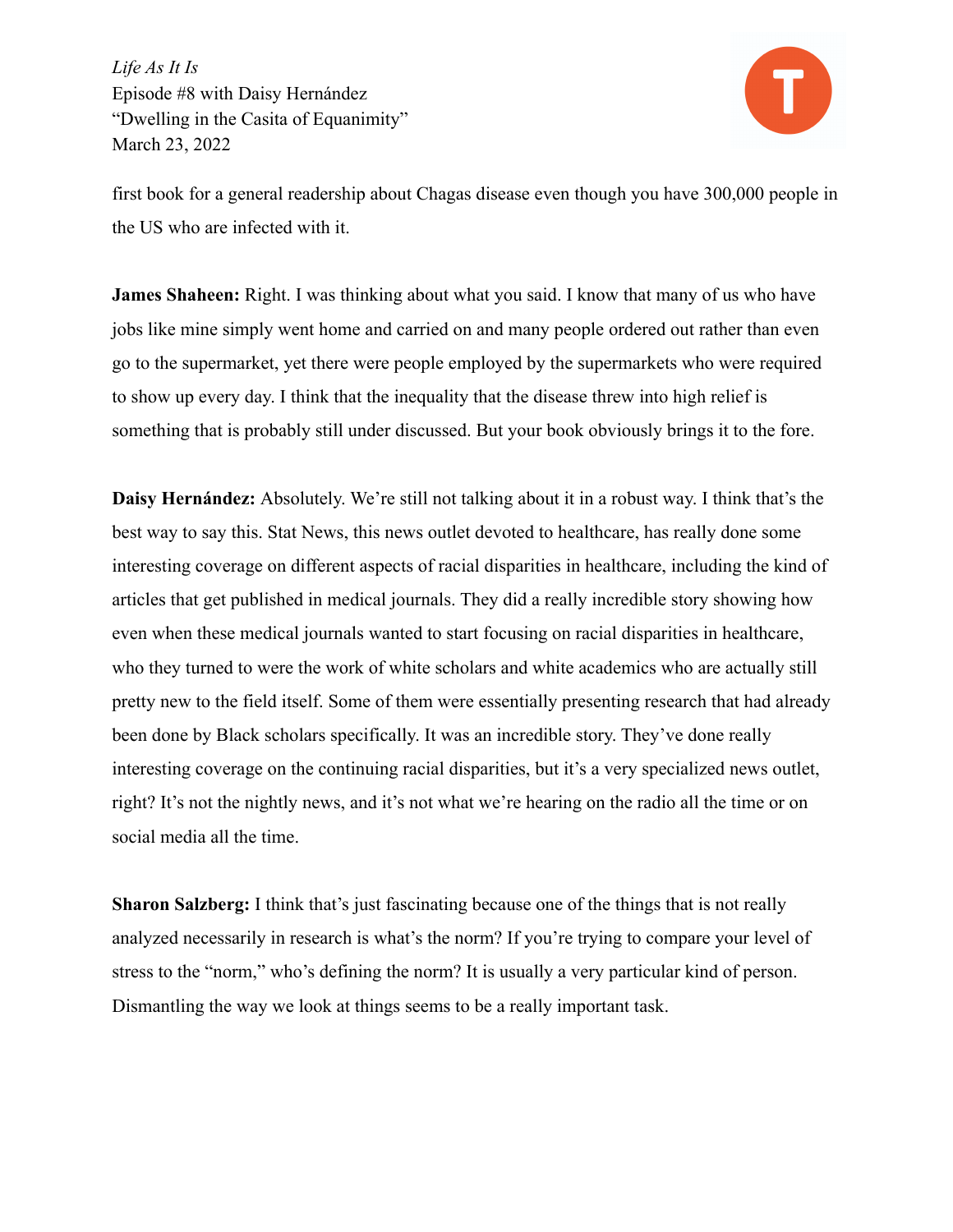first book for a general readership about Chagas disease even though you have 300,000 people in the US who are infected with it.

**James Shaheen:** Right. I was thinking about what you said. I know that many of us who have jobs like mine simply went home and carried on and many people ordered out rather than even go to the supermarket, yet there were people employed by the supermarkets who were required to show up every day. I think that the inequality that the disease threw into high relief is something that is probably still under discussed. But your book obviously brings it to the fore.

**Daisy Hernández:** Absolutely. We're still not talking about it in a robust way. I think that's the best way to say this. Stat News, this news outlet devoted to healthcare, has really done some interesting coverage on different aspects of racial disparities in healthcare, including the kind of articles that get published in medical journals. They did a really incredible story showing how even when these medical journals wanted to start focusing on racial disparities in healthcare, who they turned to were the work of white scholars and white academics who are actually still pretty new to the field itself. Some of them were essentially presenting research that had already been done by Black scholars specifically. It was an incredible story. They've done really interesting coverage on the continuing racial disparities, but it's a very specialized news outlet, right? It's not the nightly news, and it's not what we're hearing on the radio all the time or on social media all the time.

**Sharon Salzberg:** I think that's just fascinating because one of the things that is not really analyzed necessarily in research is what's the norm? If you're trying to compare your level of stress to the "norm," who's defining the norm? It is usually a very particular kind of person. Dismantling the way we look at things seems to be a really important task.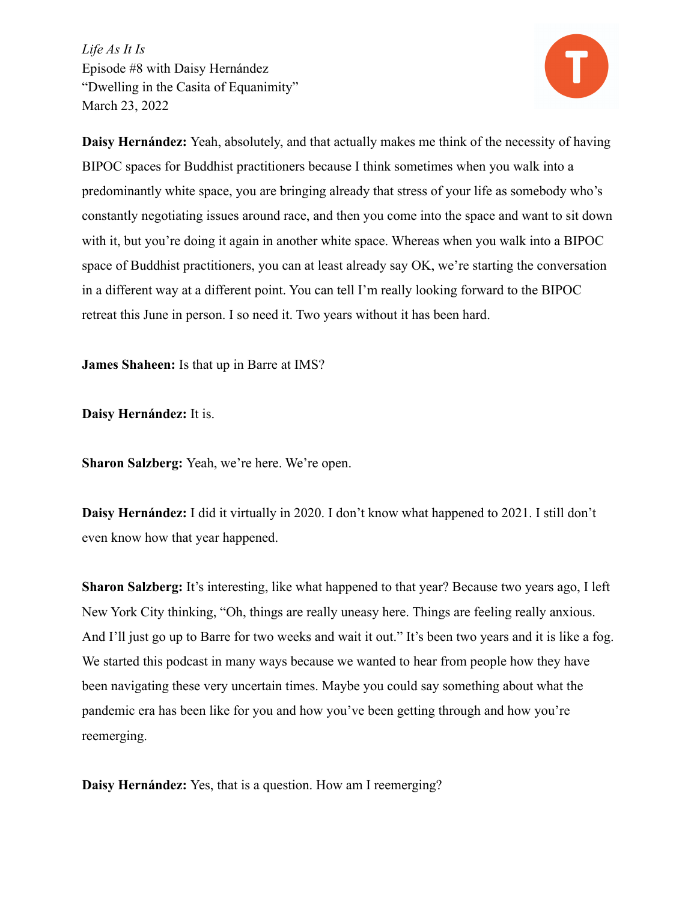**Daisy Hernández:** Yeah, absolutely, and that actually makes me think of the necessity of having BIPOC spaces for Buddhist practitioners because I think sometimes when you walk into a predominantly white space, you are bringing already that stress of your life as somebody who's constantly negotiating issues around race, and then you come into the space and want to sit down with it, but you're doing it again in another white space. Whereas when you walk into a BIPOC space of Buddhist practitioners, you can at least already say OK, we're starting the conversation in a different way at a different point. You can tell I'm really looking forward to the BIPOC retreat this June in person. I so need it. Two years without it has been hard.

**James Shaheen:** Is that up in Barre at IMS?

**Daisy Hernández:** It is.

**Sharon Salzberg:** Yeah, we're here. We're open.

**Daisy Hernández:** I did it virtually in 2020. I don't know what happened to 2021. I still don't even know how that year happened.

**Sharon Salzberg:** It's interesting, like what happened to that year? Because two years ago, I left New York City thinking, "Oh, things are really uneasy here. Things are feeling really anxious. And I'll just go up to Barre for two weeks and wait it out." It's been two years and it is like a fog. We started this podcast in many ways because we wanted to hear from people how they have been navigating these very uncertain times. Maybe you could say something about what the pandemic era has been like for you and how you've been getting through and how you're reemerging.

**Daisy Hernández:** Yes, that is a question. How am I reemerging?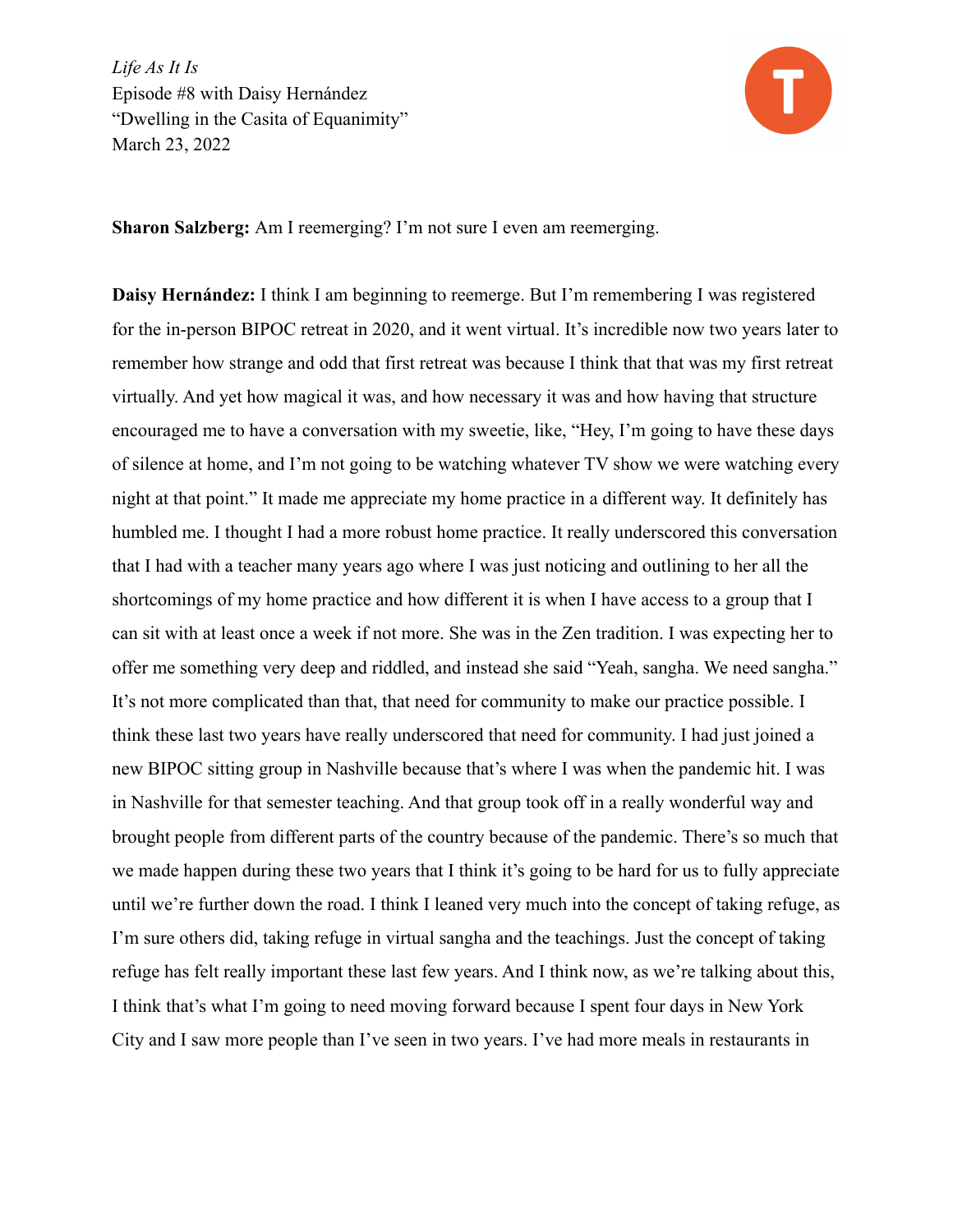*Life As It Is*
Episode #8 with Daisy Hernández
"Dwelling in the Casita of Equanimity"
March 23, 2022

**Sharon Salzberg:** Am I reemerging? I'm not sure I even am reemerging.

**Daisy Hernández:** I think I am beginning to reemerge. But I'm remembering I was registered for the in-person BIPOC retreat in 2020, and it went virtual. It's incredible now two years later to remember how strange and odd that first retreat was because I think that that was my first retreat virtually. And yet how magical it was, and how necessary it was and how having that structure encouraged me to have a conversation with my sweetie, like, "Hey, I'm going to have these days of silence at home, and I'm not going to be watching whatever TV show we were watching every night at that point." It made me appreciate my home practice in a different way. It definitely has humbled me. I thought I had a more robust home practice. It really underscored this conversation that I had with a teacher many years ago where I was just noticing and outlining to her all the shortcomings of my home practice and how different it is when I have access to a group that I can sit with at least once a week if not more. She was in the Zen tradition. I was expecting her to offer me something very deep and riddled, and instead she said "Yeah, sangha. We need sangha." It's not more complicated than that, that need for community to make our practice possible. I think these last two years have really underscored that need for community. I had just joined a new BIPOC sitting group in Nashville because that's where I was when the pandemic hit. I was in Nashville for that semester teaching. And that group took off in a really wonderful way and brought people from different parts of the country because of the pandemic. There's so much that we made happen during these two years that I think it's going to be hard for us to fully appreciate until we're further down the road. I think I leaned very much into the concept of taking refuge, as I'm sure others did, taking refuge in virtual sangha and the teachings. Just the concept of taking refuge has felt really important these last few years. And I think now, as we're talking about this, I think that's what I'm going to need moving forward because I spent four days in New York City and I saw more people than I've seen in two years. I've had more meals in restaurants in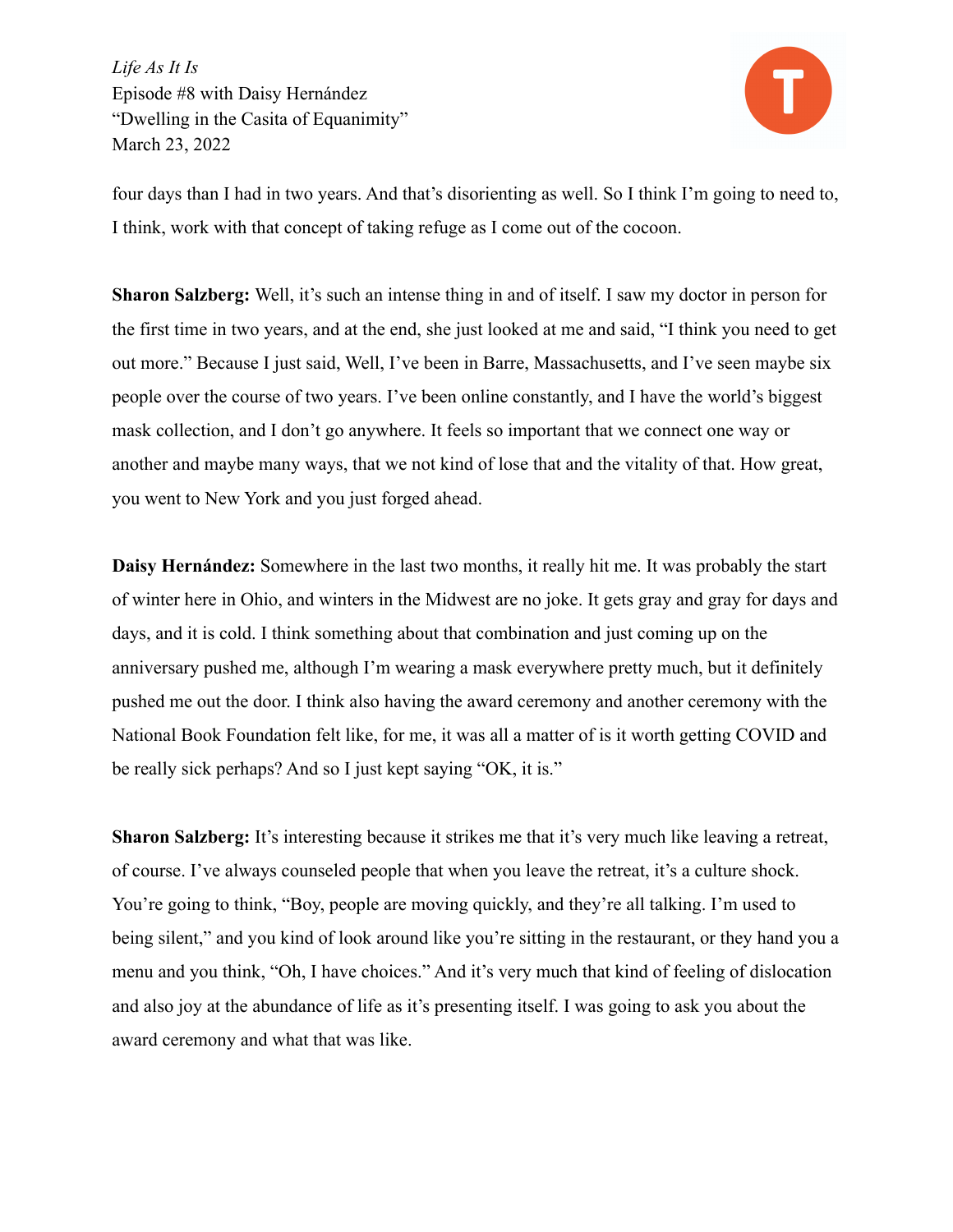four days than I had in two years. And that's disorienting as well. So I think I'm going to need to, I think, work with that concept of taking refuge as I come out of the cocoon.

**Sharon Salzberg:** Well, it's such an intense thing in and of itself. I saw my doctor in person for the first time in two years, and at the end, she just looked at me and said, "I think you need to get out more." Because I just said, Well, I've been in Barre, Massachusetts, and I've seen maybe six people over the course of two years. I've been online constantly, and I have the world's biggest mask collection, and I don't go anywhere. It feels so important that we connect one way or another and maybe many ways, that we not kind of lose that and the vitality of that. How great, you went to New York and you just forged ahead.

**Daisy Hernández:** Somewhere in the last two months, it really hit me. It was probably the start of winter here in Ohio, and winters in the Midwest are no joke. It gets gray and gray for days and days, and it is cold. I think something about that combination and just coming up on the anniversary pushed me, although I'm wearing a mask everywhere pretty much, but it definitely pushed me out the door. I think also having the award ceremony and another ceremony with the National Book Foundation felt like, for me, it was all a matter of is it worth getting COVID and be really sick perhaps? And so I just kept saying "OK, it is."

**Sharon Salzberg:** It's interesting because it strikes me that it's very much like leaving a retreat, of course. I've always counseled people that when you leave the retreat, it's a culture shock. You're going to think, "Boy, people are moving quickly, and they're all talking. I'm used to being silent," and you kind of look around like you're sitting in the restaurant, or they hand you a menu and you think, "Oh, I have choices." And it's very much that kind of feeling of dislocation and also joy at the abundance of life as it's presenting itself. I was going to ask you about the award ceremony and what that was like.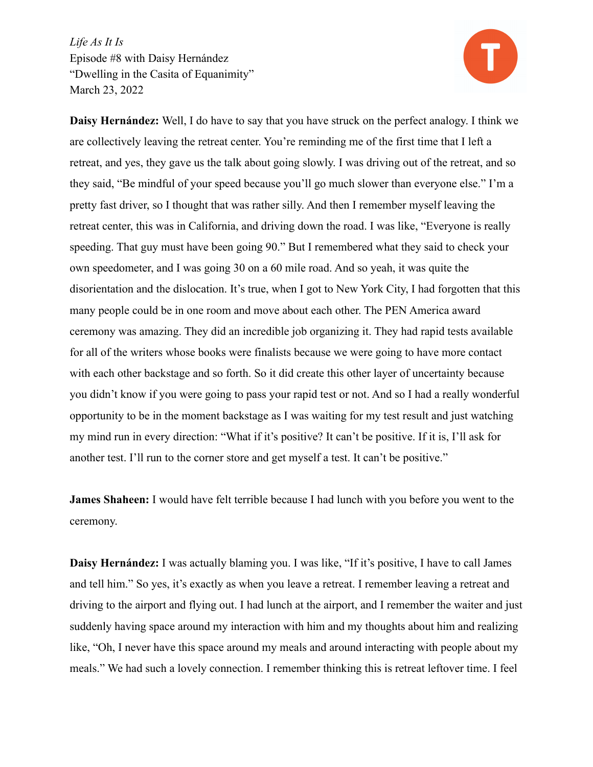**Daisy Hernández:** Well, I do have to say that you have struck on the perfect analogy. I think we are collectively leaving the retreat center. You're reminding me of the first time that I left a retreat, and yes, they gave us the talk about going slowly. I was driving out of the retreat, and so they said, "Be mindful of your speed because you'll go much slower than everyone else." I'm a pretty fast driver, so I thought that was rather silly. And then I remember myself leaving the retreat center, this was in California, and driving down the road. I was like, "Everyone is really speeding. That guy must have been going 90." But I remembered what they said to check your own speedometer, and I was going 30 on a 60 mile road. And so yeah, it was quite the disorientation and the dislocation. It's true, when I got to New York City, I had forgotten that this many people could be in one room and move about each other. The PEN America award ceremony was amazing. They did an incredible job organizing it. They had rapid tests available for all of the writers whose books were finalists because we were going to have more contact with each other backstage and so forth. So it did create this other layer of uncertainty because you didn't know if you were going to pass your rapid test or not. And so I had a really wonderful opportunity to be in the moment backstage as I was waiting for my test result and just watching my mind run in every direction: "What if it's positive? It can't be positive. If it is, I'll ask for another test. I'll run to the corner store and get myself a test. It can't be positive."

**James Shaheen:** I would have felt terrible because I had lunch with you before you went to the ceremony.

**Daisy Hernández:** I was actually blaming you. I was like, "If it's positive, I have to call James and tell him." So yes, it's exactly as when you leave a retreat. I remember leaving a retreat and driving to the airport and flying out. I had lunch at the airport, and I remember the waiter and just suddenly having space around my interaction with him and my thoughts about him and realizing like, "Oh, I never have this space around my meals and around interacting with people about my meals." We had such a lovely connection. I remember thinking this is retreat leftover time. I feel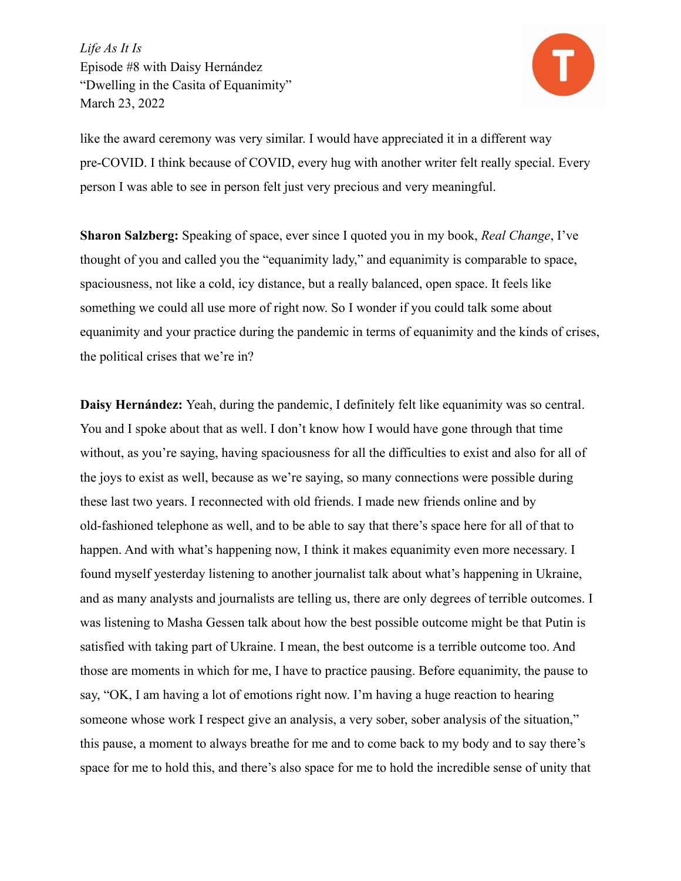like the award ceremony was very similar. I would have appreciated it in a different way pre-COVID. I think because of COVID, every hug with another writer felt really special. Every person I was able to see in person felt just very precious and very meaningful.

**Sharon Salzberg:** Speaking of space, ever since I quoted you in my book, *Real Change*, I've thought of you and called you the "equanimity lady," and equanimity is comparable to space, spaciousness, not like a cold, icy distance, but a really balanced, open space. It feels like something we could all use more of right now. So I wonder if you could talk some about equanimity and your practice during the pandemic in terms of equanimity and the kinds of crises, the political crises that we're in?

**Daisy Hernández:** Yeah, during the pandemic, I definitely felt like equanimity was so central. You and I spoke about that as well. I don't know how I would have gone through that time without, as you're saying, having spaciousness for all the difficulties to exist and also for all of the joys to exist as well, because as we're saying, so many connections were possible during these last two years. I reconnected with old friends. I made new friends online and by old-fashioned telephone as well, and to be able to say that there's space here for all of that to happen. And with what's happening now, I think it makes equanimity even more necessary. I found myself yesterday listening to another journalist talk about what's happening in Ukraine, and as many analysts and journalists are telling us, there are only degrees of terrible outcomes. I was listening to Masha Gessen talk about how the best possible outcome might be that Putin is satisfied with taking part of Ukraine. I mean, the best outcome is a terrible outcome too. And those are moments in which for me, I have to practice pausing. Before equanimity, the pause to say, "OK, I am having a lot of emotions right now. I'm having a huge reaction to hearing someone whose work I respect give an analysis, a very sober, sober analysis of the situation," this pause, a moment to always breathe for me and to come back to my body and to say there's space for me to hold this, and there's also space for me to hold the incredible sense of unity that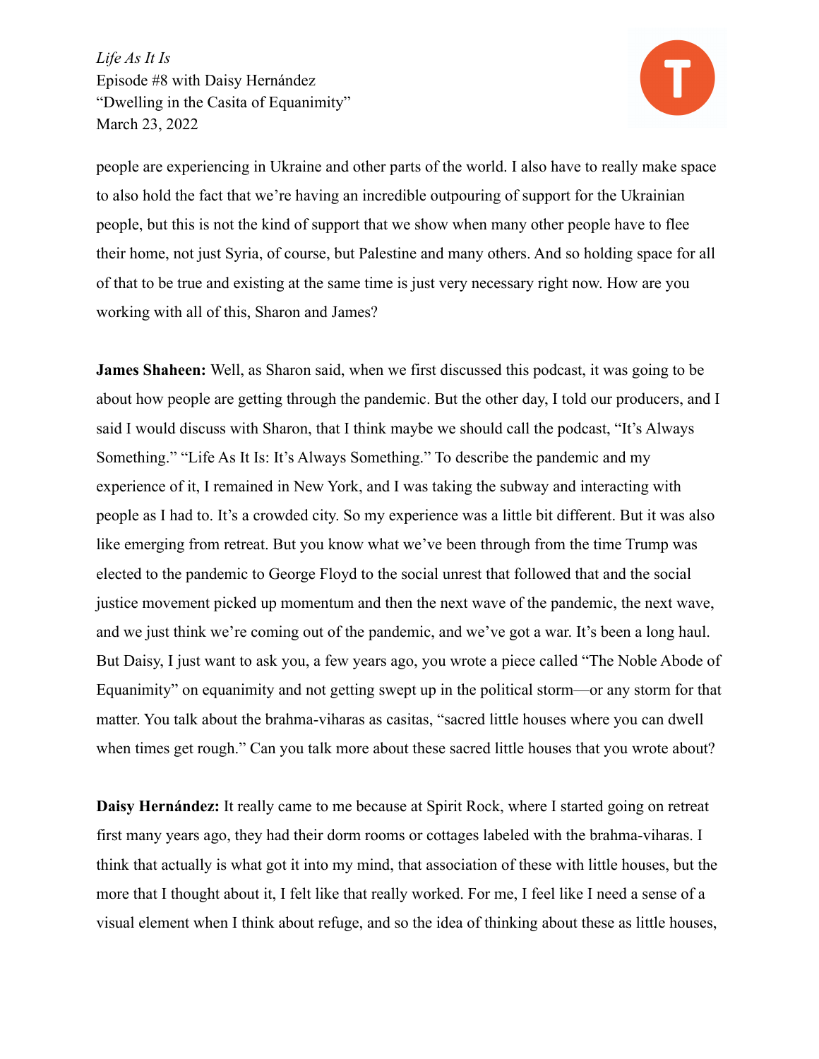people are experiencing in Ukraine and other parts of the world. I also have to really make space to also hold the fact that we're having an incredible outpouring of support for the Ukrainian people, but this is not the kind of support that we show when many other people have to flee their home, not just Syria, of course, but Palestine and many others. And so holding space for all of that to be true and existing at the same time is just very necessary right now. How are you working with all of this, Sharon and James?

**James Shaheen:** Well, as Sharon said, when we first discussed this podcast, it was going to be about how people are getting through the pandemic. But the other day, I told our producers, and I said I would discuss with Sharon, that I think maybe we should call the podcast, "It's Always Something." "Life As It Is: It's Always Something." To describe the pandemic and my experience of it, I remained in New York, and I was taking the subway and interacting with people as I had to. It's a crowded city. So my experience was a little bit different. But it was also like emerging from retreat. But you know what we've been through from the time Trump was elected to the pandemic to George Floyd to the social unrest that followed that and the social justice movement picked up momentum and then the next wave of the pandemic, the next wave, and we just think we're coming out of the pandemic, and we've got a war. It's been a long haul. But Daisy, I just want to ask you, a few years ago, you wrote a piece called "The Noble Abode of Equanimity" on equanimity and not getting swept up in the political storm—or any storm for that matter. You talk about the brahma-viharas as casitas, "sacred little houses where you can dwell when times get rough." Can you talk more about these sacred little houses that you wrote about?

**Daisy Hernández:** It really came to me because at Spirit Rock, where I started going on retreat first many years ago, they had their dorm rooms or cottages labeled with the brahma-viharas. I think that actually is what got it into my mind, that association of these with little houses, but the more that I thought about it, I felt like that really worked. For me, I feel like I need a sense of a visual element when I think about refuge, and so the idea of thinking about these as little houses,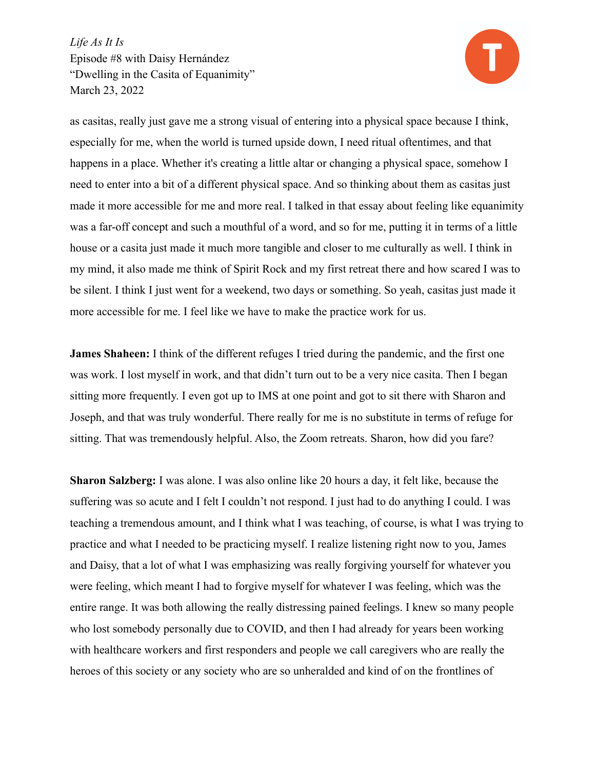as casitas, really just gave me a strong visual of entering into a physical space because I think, especially for me, when the world is turned upside down, I need ritual oftentimes, and that happens in a place. Whether it's creating a little altar or changing a physical space, somehow I need to enter into a bit of a different physical space. And so thinking about them as casitas just made it more accessible for me and more real. I talked in that essay about feeling like equanimity was a far-off concept and such a mouthful of a word, and so for me, putting it in terms of a little house or a casita just made it much more tangible and closer to me culturally as well. I think in my mind, it also made me think of Spirit Rock and my first retreat there and how scared I was to be silent. I think I just went for a weekend, two days or something. So yeah, casitas just made it more accessible for me. I feel like we have to make the practice work for us.

**James Shaheen:** I think of the different refuges I tried during the pandemic, and the first one was work. I lost myself in work, and that didn't turn out to be a very nice casita. Then I began sitting more frequently. I even got up to IMS at one point and got to sit there with Sharon and Joseph, and that was truly wonderful. There really for me is no substitute in terms of refuge for sitting. That was tremendously helpful. Also, the Zoom retreats. Sharon, how did you fare?

**Sharon Salzberg:** I was alone. I was also online like 20 hours a day, it felt like, because the suffering was so acute and I felt I couldn't not respond. I just had to do anything I could. I was teaching a tremendous amount, and I think what I was teaching, of course, is what I was trying to practice and what I needed to be practicing myself. I realize listening right now to you, James and Daisy, that a lot of what I was emphasizing was really forgiving yourself for whatever you were feeling, which meant I had to forgive myself for whatever I was feeling, which was the entire range. It was both allowing the really distressing pained feelings. I knew so many people who lost somebody personally due to COVID, and then I had already for years been working with healthcare workers and first responders and people we call caregivers who are really the heroes of this society or any society who are so unheralded and kind of on the frontlines of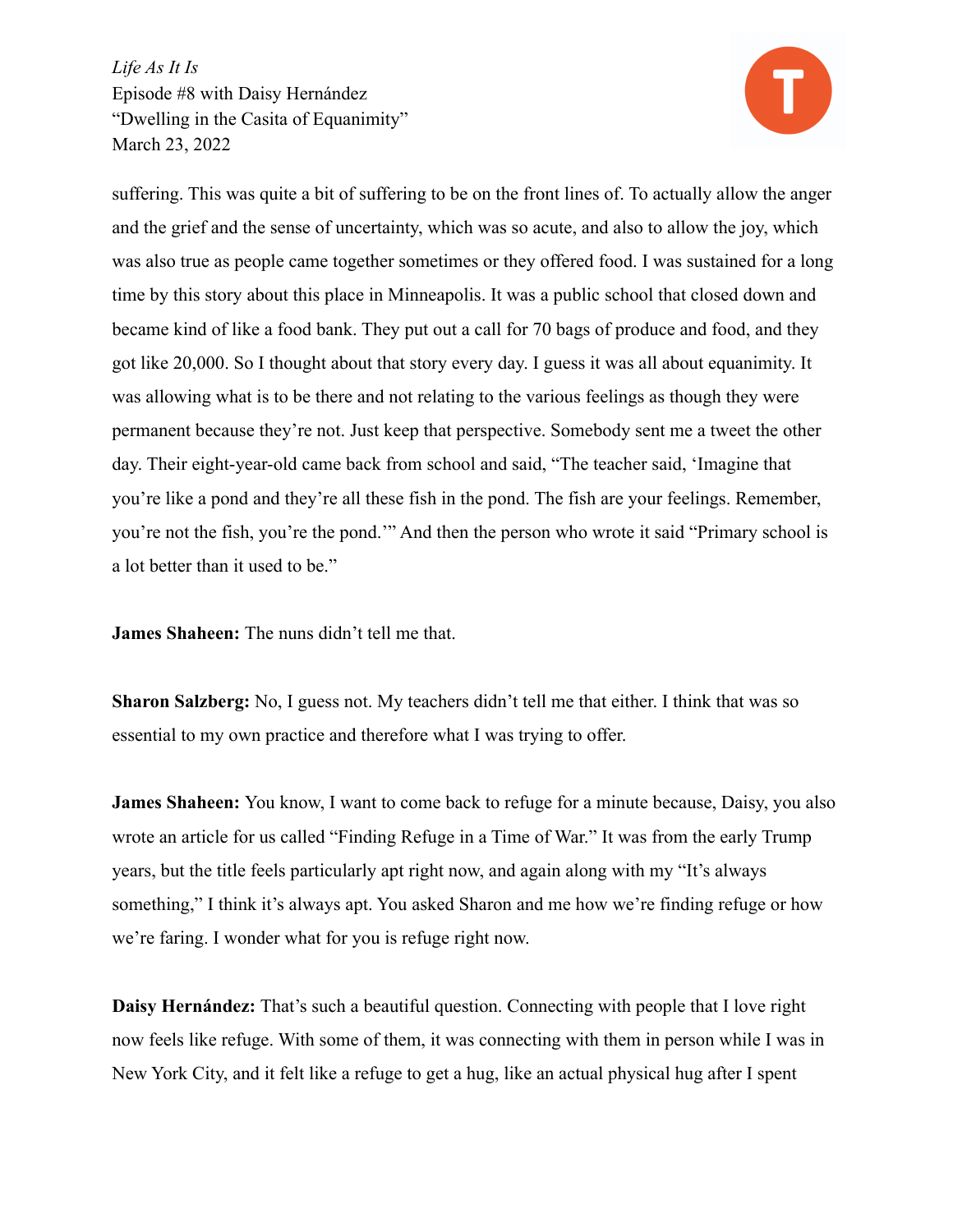suffering. This was quite a bit of suffering to be on the front lines of. To actually allow the anger and the grief and the sense of uncertainty, which was so acute, and also to allow the joy, which was also true as people came together sometimes or they offered food. I was sustained for a long time by this story about this place in Minneapolis. It was a public school that closed down and became kind of like a food bank. They put out a call for 70 bags of produce and food, and they got like 20,000. So I thought about that story every day. I guess it was all about equanimity. It was allowing what is to be there and not relating to the various feelings as though they were permanent because they're not. Just keep that perspective. Somebody sent me a tweet the other day. Their eight-year-old came back from school and said, "The teacher said, 'Imagine that you're like a pond and they're all these fish in the pond. The fish are your feelings. Remember, you're not the fish, you're the pond.'" And then the person who wrote it said "Primary school is a lot better than it used to be."

**James Shaheen:** The nuns didn't tell me that.

**Sharon Salzberg:** No, I guess not. My teachers didn't tell me that either. I think that was so essential to my own practice and therefore what I was trying to offer.

**James Shaheen:** You know, I want to come back to refuge for a minute because, Daisy, you also wrote an article for us called "Finding Refuge in a Time of War." It was from the early Trump years, but the title feels particularly apt right now, and again along with my "It's always something," I think it's always apt. You asked Sharon and me how we're finding refuge or how we're faring. I wonder what for you is refuge right now.

**Daisy Hernández:** That's such a beautiful question. Connecting with people that I love right now feels like refuge. With some of them, it was connecting with them in person while I was in New York City, and it felt like a refuge to get a hug, like an actual physical hug after I spent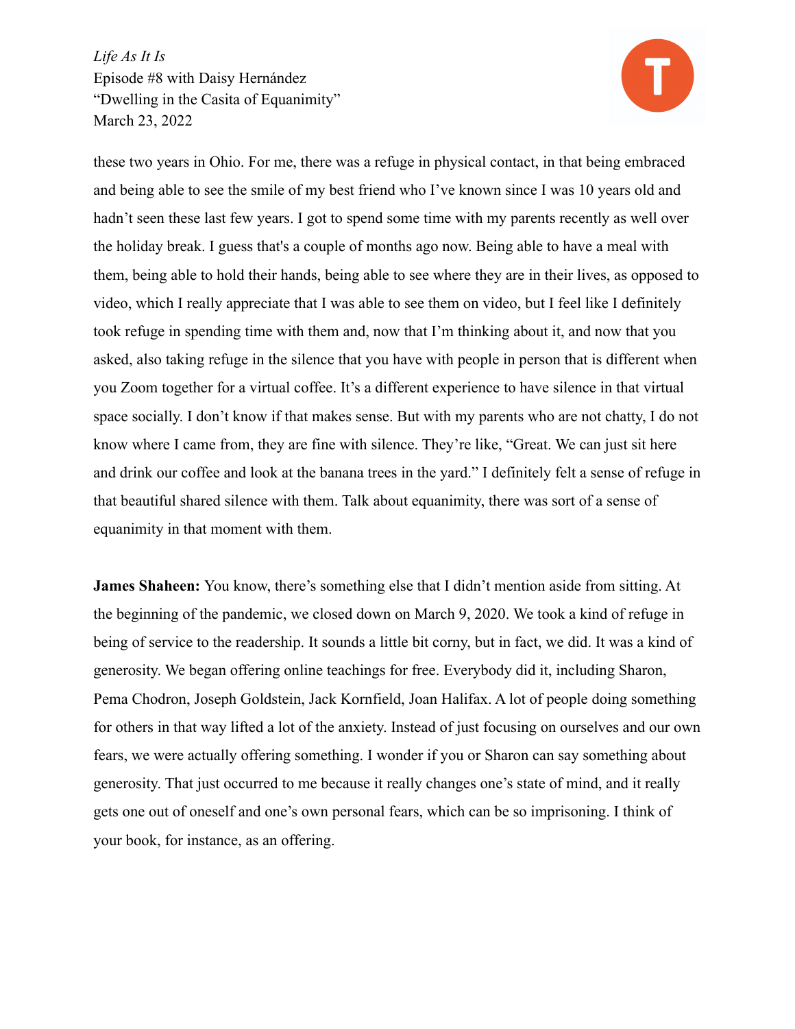these two years in Ohio. For me, there was a refuge in physical contact, in that being embraced and being able to see the smile of my best friend who I've known since I was 10 years old and hadn't seen these last few years. I got to spend some time with my parents recently as well over the holiday break. I guess that's a couple of months ago now. Being able to have a meal with them, being able to hold their hands, being able to see where they are in their lives, as opposed to video, which I really appreciate that I was able to see them on video, but I feel like I definitely took refuge in spending time with them and, now that I'm thinking about it, and now that you asked, also taking refuge in the silence that you have with people in person that is different when you Zoom together for a virtual coffee. It's a different experience to have silence in that virtual space socially. I don't know if that makes sense. But with my parents who are not chatty, I do not know where I came from, they are fine with silence. They're like, "Great. We can just sit here and drink our coffee and look at the banana trees in the yard." I definitely felt a sense of refuge in that beautiful shared silence with them. Talk about equanimity, there was sort of a sense of equanimity in that moment with them.

**James Shaheen:** You know, there's something else that I didn't mention aside from sitting. At the beginning of the pandemic, we closed down on March 9, 2020. We took a kind of refuge in being of service to the readership. It sounds a little bit corny, but in fact, we did. It was a kind of generosity. We began offering online teachings for free. Everybody did it, including Sharon, Pema Chodron, Joseph Goldstein, Jack Kornfield, Joan Halifax. A lot of people doing something for others in that way lifted a lot of the anxiety. Instead of just focusing on ourselves and our own fears, we were actually offering something. I wonder if you or Sharon can say something about generosity. That just occurred to me because it really changes one's state of mind, and it really gets one out of oneself and one's own personal fears, which can be so imprisoning. I think of your book, for instance, as an offering.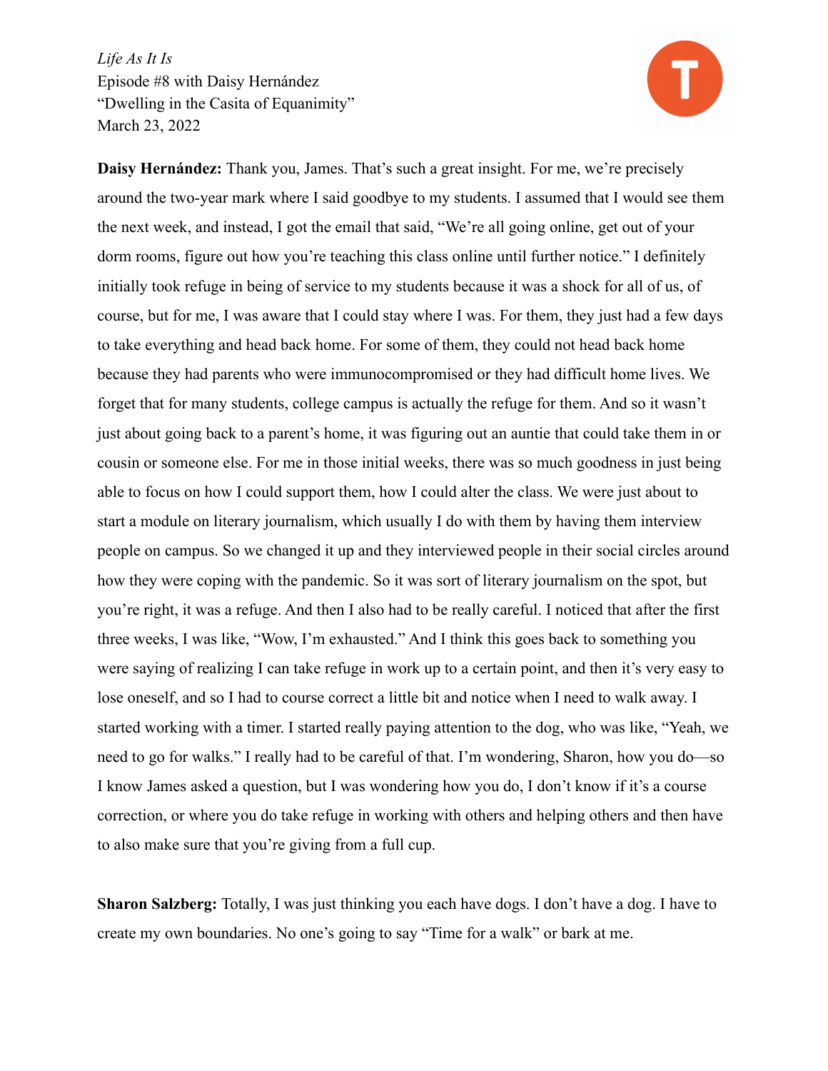**Daisy Hernández:** Thank you, James. That's such a great insight. For me, we're precisely around the two-year mark where I said goodbye to my students. I assumed that I would see them the next week, and instead, I got the email that said, "We're all going online, get out of your dorm rooms, figure out how you're teaching this class online until further notice." I definitely initially took refuge in being of service to my students because it was a shock for all of us, of course, but for me, I was aware that I could stay where I was. For them, they just had a few days to take everything and head back home. For some of them, they could not head back home because they had parents who were immunocompromised or they had difficult home lives. We forget that for many students, college campus is actually the refuge for them. And so it wasn't just about going back to a parent's home, it was figuring out an auntie that could take them in or cousin or someone else. For me in those initial weeks, there was so much goodness in just being able to focus on how I could support them, how I could alter the class. We were just about to start a module on literary journalism, which usually I do with them by having them interview people on campus. So we changed it up and they interviewed people in their social circles around how they were coping with the pandemic. So it was sort of literary journalism on the spot, but you're right, it was a refuge. And then I also had to be really careful. I noticed that after the first three weeks, I was like, "Wow, I'm exhausted." And I think this goes back to something you were saying of realizing I can take refuge in work up to a certain point, and then it's very easy to lose oneself, and so I had to course correct a little bit and notice when I need to walk away. I started working with a timer. I started really paying attention to the dog, who was like, "Yeah, we need to go for walks." I really had to be careful of that. I'm wondering, Sharon, how you do—so I know James asked a question, but I was wondering how you do, I don't know if it's a course correction, or where you do take refuge in working with others and helping others and then have to also make sure that you're giving from a full cup.

**Sharon Salzberg:** Totally, I was just thinking you each have dogs. I don't have a dog. I have to create my own boundaries. No one's going to say "Time for a walk" or bark at me.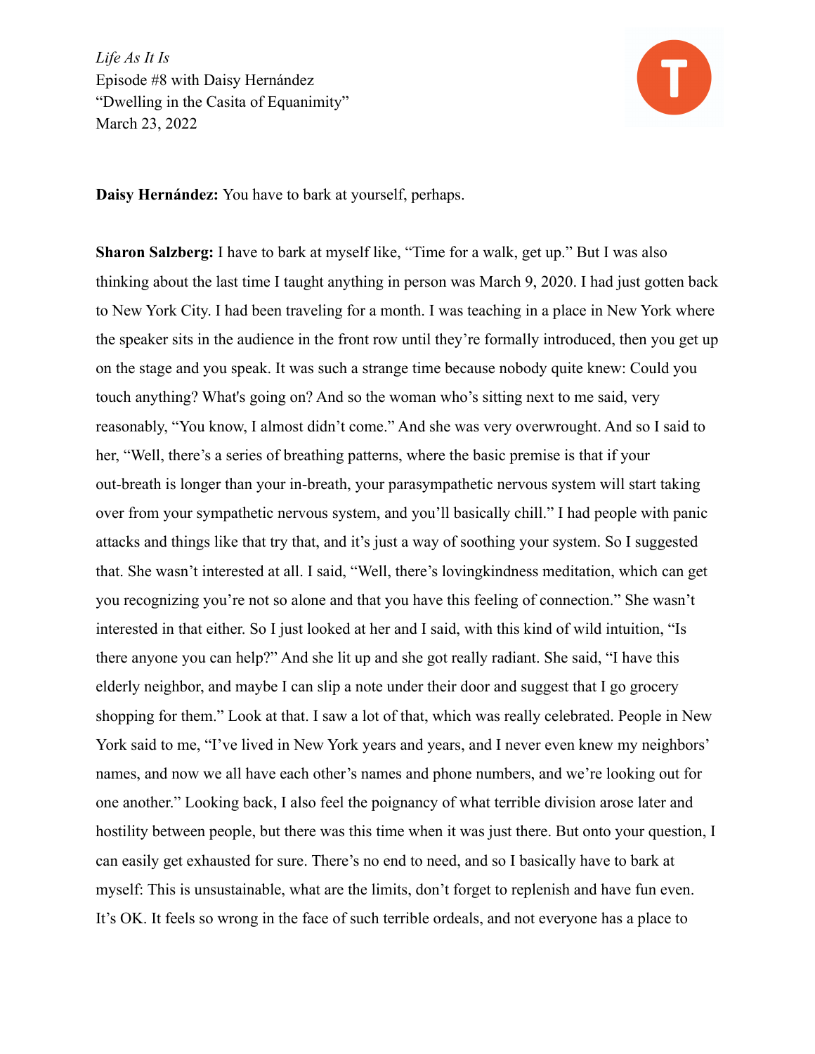**Daisy Hernández:** You have to bark at yourself, perhaps.

**Sharon Salzberg:** I have to bark at myself like, "Time for a walk, get up." But I was also thinking about the last time I taught anything in person was March 9, 2020. I had just gotten back to New York City. I had been traveling for a month. I was teaching in a place in New York where the speaker sits in the audience in the front row until they're formally introduced, then you get up on the stage and you speak. It was such a strange time because nobody quite knew: Could you touch anything? What's going on? And so the woman who's sitting next to me said, very reasonably, "You know, I almost didn't come." And she was very overwrought. And so I said to her, "Well, there's a series of breathing patterns, where the basic premise is that if your out-breath is longer than your in-breath, your parasympathetic nervous system will start taking over from your sympathetic nervous system, and you'll basically chill." I had people with panic attacks and things like that try that, and it's just a way of soothing your system. So I suggested that. She wasn't interested at all. I said, "Well, there's lovingkindness meditation, which can get you recognizing you're not so alone and that you have this feeling of connection." She wasn't interested in that either. So I just looked at her and I said, with this kind of wild intuition, "Is there anyone you can help?" And she lit up and she got really radiant. She said, "I have this elderly neighbor, and maybe I can slip a note under their door and suggest that I go grocery shopping for them." Look at that. I saw a lot of that, which was really celebrated. People in New York said to me, "I've lived in New York years and years, and I never even knew my neighbors' names, and now we all have each other's names and phone numbers, and we're looking out for one another." Looking back, I also feel the poignancy of what terrible division arose later and hostility between people, but there was this time when it was just there. But onto your question, I can easily get exhausted for sure. There's no end to need, and so I basically have to bark at myself: This is unsustainable, what are the limits, don't forget to replenish and have fun even. It's OK. It feels so wrong in the face of such terrible ordeals, and not everyone has a place to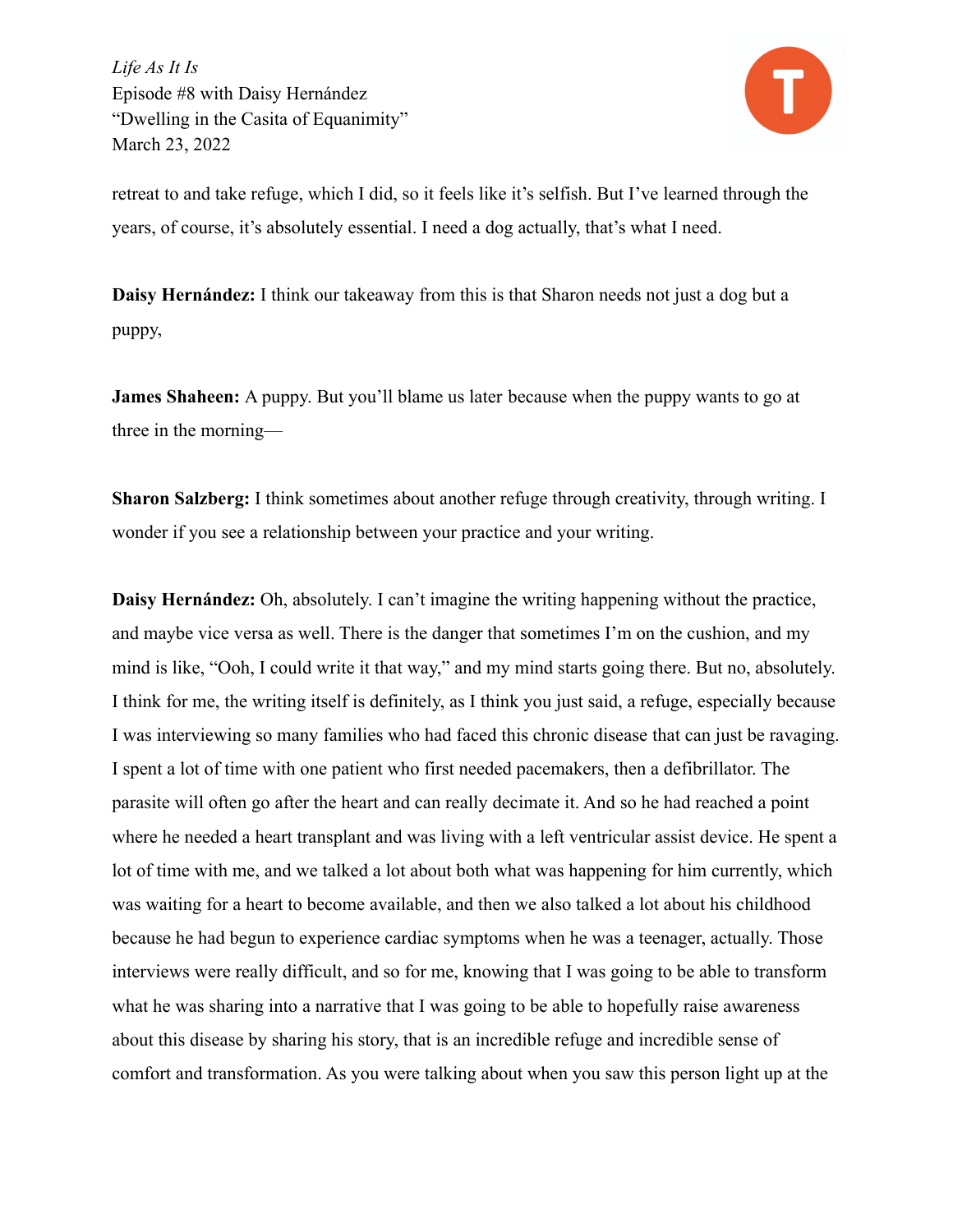retreat to and take refuge, which I did, so it feels like it's selfish. But I've learned through the years, of course, it's absolutely essential. I need a dog actually, that's what I need.

**Daisy Hernández:** I think our takeaway from this is that Sharon needs not just a dog but a puppy,

**James Shaheen:** A puppy. But you'll blame us later because when the puppy wants to go at three in the morning—

**Sharon Salzberg:** I think sometimes about another refuge through creativity, through writing. I wonder if you see a relationship between your practice and your writing.

**Daisy Hernández:** Oh, absolutely. I can't imagine the writing happening without the practice, and maybe vice versa as well. There is the danger that sometimes I'm on the cushion, and my mind is like, "Ooh, I could write it that way," and my mind starts going there. But no, absolutely. I think for me, the writing itself is definitely, as I think you just said, a refuge, especially because I was interviewing so many families who had faced this chronic disease that can just be ravaging. I spent a lot of time with one patient who first needed pacemakers, then a defibrillator. The parasite will often go after the heart and can really decimate it. And so he had reached a point where he needed a heart transplant and was living with a left ventricular assist device. He spent a lot of time with me, and we talked a lot about both what was happening for him currently, which was waiting for a heart to become available, and then we also talked a lot about his childhood because he had begun to experience cardiac symptoms when he was a teenager, actually. Those interviews were really difficult, and so for me, knowing that I was going to be able to transform what he was sharing into a narrative that I was going to be able to hopefully raise awareness about this disease by sharing his story, that is an incredible refuge and incredible sense of comfort and transformation. As you were talking about when you saw this person light up at the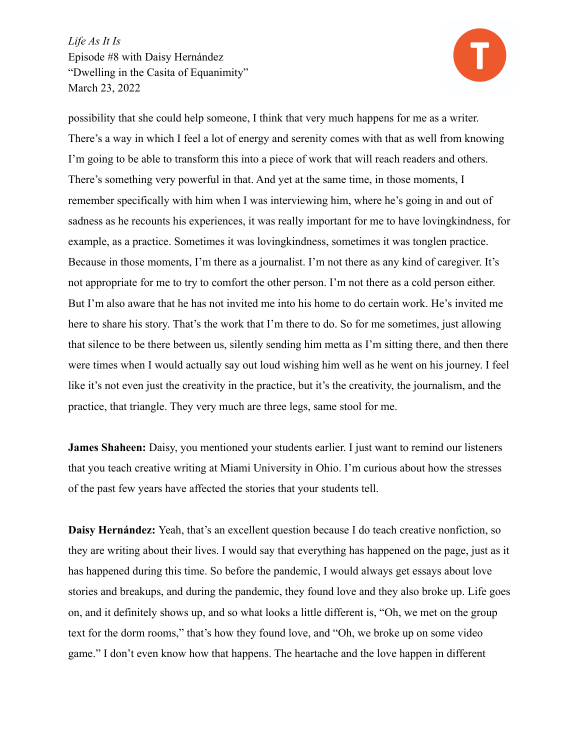possibility that she could help someone, I think that very much happens for me as a writer. There's a way in which I feel a lot of energy and serenity comes with that as well from knowing I'm going to be able to transform this into a piece of work that will reach readers and others. There's something very powerful in that. And yet at the same time, in those moments, I remember specifically with him when I was interviewing him, where he's going in and out of sadness as he recounts his experiences, it was really important for me to have lovingkindness, for example, as a practice. Sometimes it was lovingkindness, sometimes it was tonglen practice. Because in those moments, I'm there as a journalist. I'm not there as any kind of caregiver. It's not appropriate for me to try to comfort the other person. I'm not there as a cold person either. But I'm also aware that he has not invited me into his home to do certain work. He's invited me here to share his story. That's the work that I'm there to do. So for me sometimes, just allowing that silence to be there between us, silently sending him metta as I'm sitting there, and then there were times when I would actually say out loud wishing him well as he went on his journey. I feel like it's not even just the creativity in the practice, but it's the creativity, the journalism, and the practice, that triangle. They very much are three legs, same stool for me.

**James Shaheen:** Daisy, you mentioned your students earlier. I just want to remind our listeners that you teach creative writing at Miami University in Ohio. I'm curious about how the stresses of the past few years have affected the stories that your students tell.

**Daisy Hernández:** Yeah, that's an excellent question because I do teach creative nonfiction, so they are writing about their lives. I would say that everything has happened on the page, just as it has happened during this time. So before the pandemic, I would always get essays about love stories and breakups, and during the pandemic, they found love and they also broke up. Life goes on, and it definitely shows up, and so what looks a little different is, "Oh, we met on the group text for the dorm rooms," that's how they found love, and "Oh, we broke up on some video game." I don't even know how that happens. The heartache and the love happen in different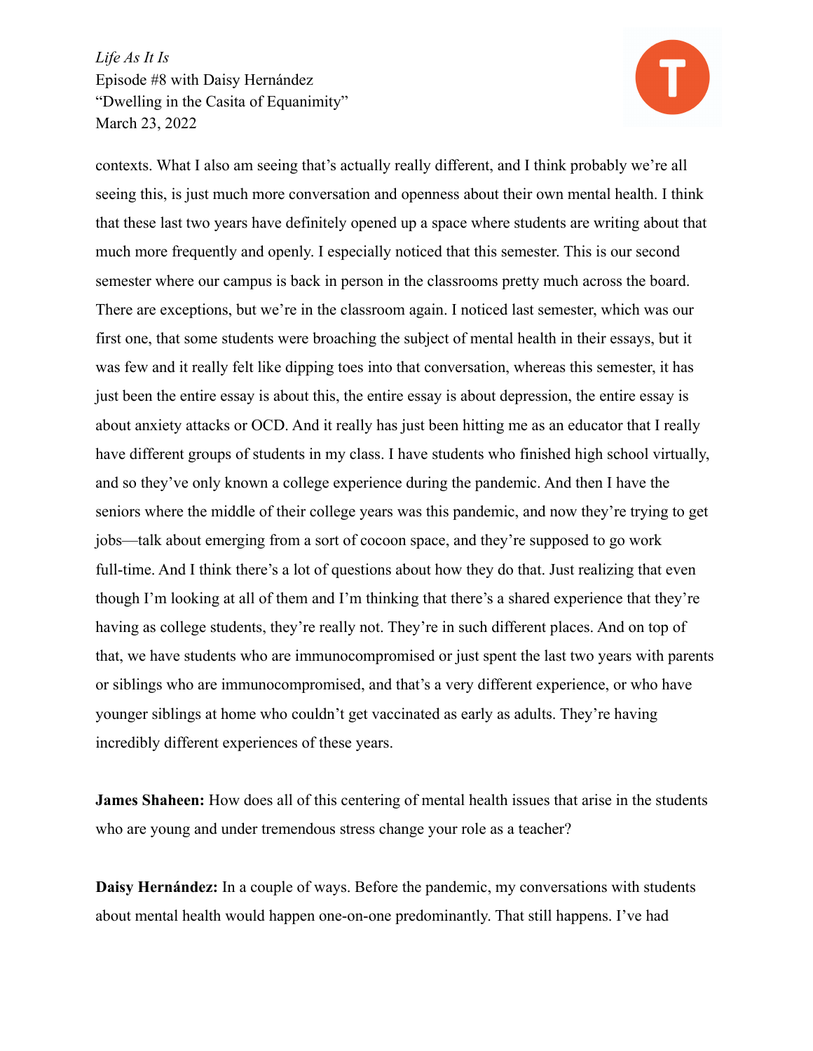contexts. What I also am seeing that's actually really different, and I think probably we're all seeing this, is just much more conversation and openness about their own mental health. I think that these last two years have definitely opened up a space where students are writing about that much more frequently and openly. I especially noticed that this semester. This is our second semester where our campus is back in person in the classrooms pretty much across the board. There are exceptions, but we're in the classroom again. I noticed last semester, which was our first one, that some students were broaching the subject of mental health in their essays, but it was few and it really felt like dipping toes into that conversation, whereas this semester, it has just been the entire essay is about this, the entire essay is about depression, the entire essay is about anxiety attacks or OCD. And it really has just been hitting me as an educator that I really have different groups of students in my class. I have students who finished high school virtually, and so they've only known a college experience during the pandemic. And then I have the seniors where the middle of their college years was this pandemic, and now they're trying to get jobs—talk about emerging from a sort of cocoon space, and they're supposed to go work full-time. And I think there's a lot of questions about how they do that. Just realizing that even though I'm looking at all of them and I'm thinking that there's a shared experience that they're having as college students, they're really not. They're in such different places. And on top of that, we have students who are immunocompromised or just spent the last two years with parents or siblings who are immunocompromised, and that's a very different experience, or who have younger siblings at home who couldn't get vaccinated as early as adults. They're having incredibly different experiences of these years.

**James Shaheen:** How does all of this centering of mental health issues that arise in the students who are young and under tremendous stress change your role as a teacher?

**Daisy Hernández:** In a couple of ways. Before the pandemic, my conversations with students about mental health would happen one-on-one predominantly. That still happens. I've had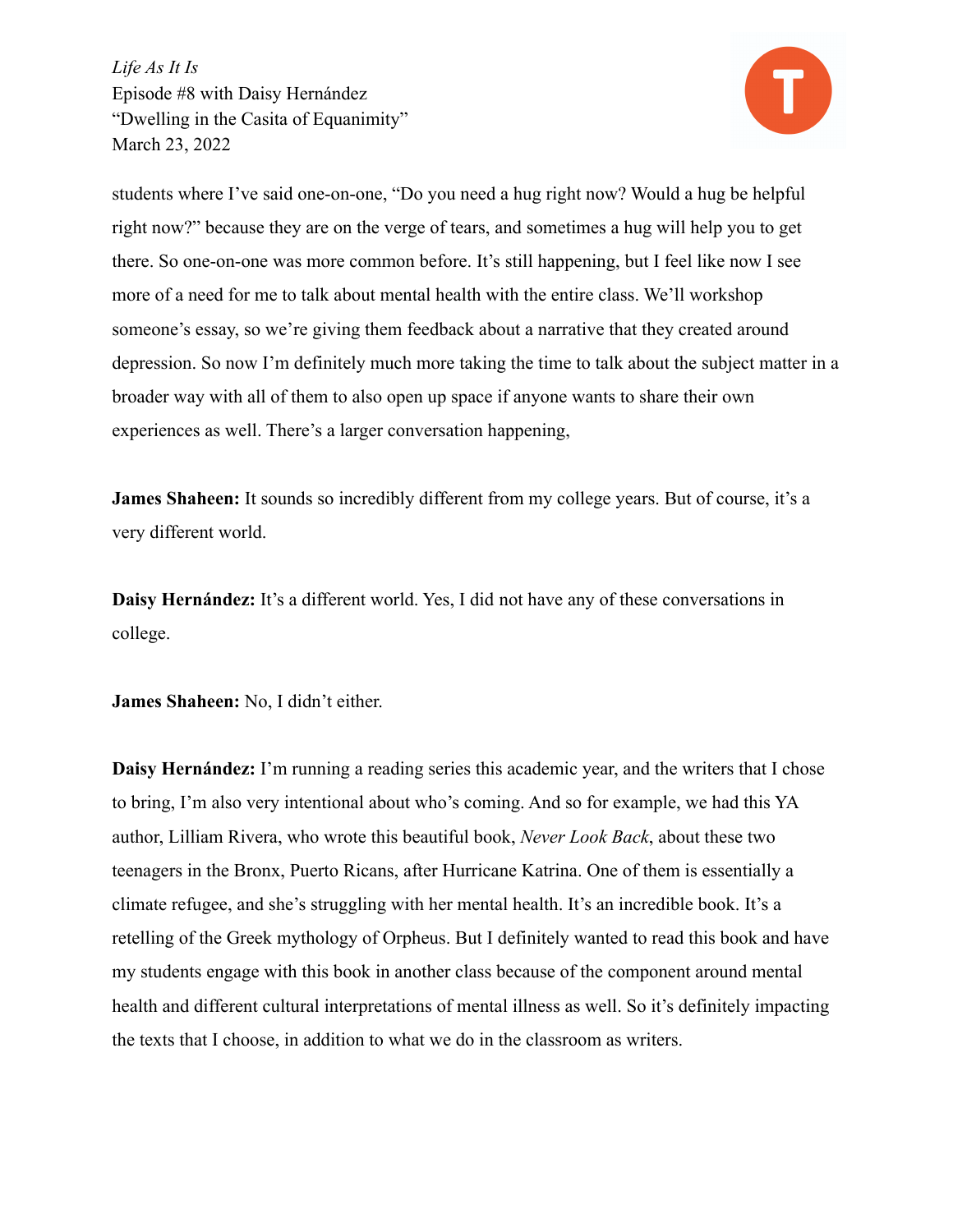students where I've said one-on-one, "Do you need a hug right now? Would a hug be helpful right now?" because they are on the verge of tears, and sometimes a hug will help you to get there. So one-on-one was more common before. It's still happening, but I feel like now I see more of a need for me to talk about mental health with the entire class. We'll workshop someone's essay, so we're giving them feedback about a narrative that they created around depression. So now I'm definitely much more taking the time to talk about the subject matter in a broader way with all of them to also open up space if anyone wants to share their own experiences as well. There's a larger conversation happening,

**James Shaheen:** It sounds so incredibly different from my college years. But of course, it's a very different world.

**Daisy Hernández:** It's a different world. Yes, I did not have any of these conversations in college.

**James Shaheen:** No, I didn't either.

**Daisy Hernández:** I'm running a reading series this academic year, and the writers that I chose to bring, I'm also very intentional about who's coming. And so for example, we had this YA author, Lilliam Rivera, who wrote this beautiful book, *Never Look Back*, about these two teenagers in the Bronx, Puerto Ricans, after Hurricane Katrina. One of them is essentially a climate refugee, and she's struggling with her mental health. It's an incredible book. It's a retelling of the Greek mythology of Orpheus. But I definitely wanted to read this book and have my students engage with this book in another class because of the component around mental health and different cultural interpretations of mental illness as well. So it's definitely impacting the texts that I choose, in addition to what we do in the classroom as writers.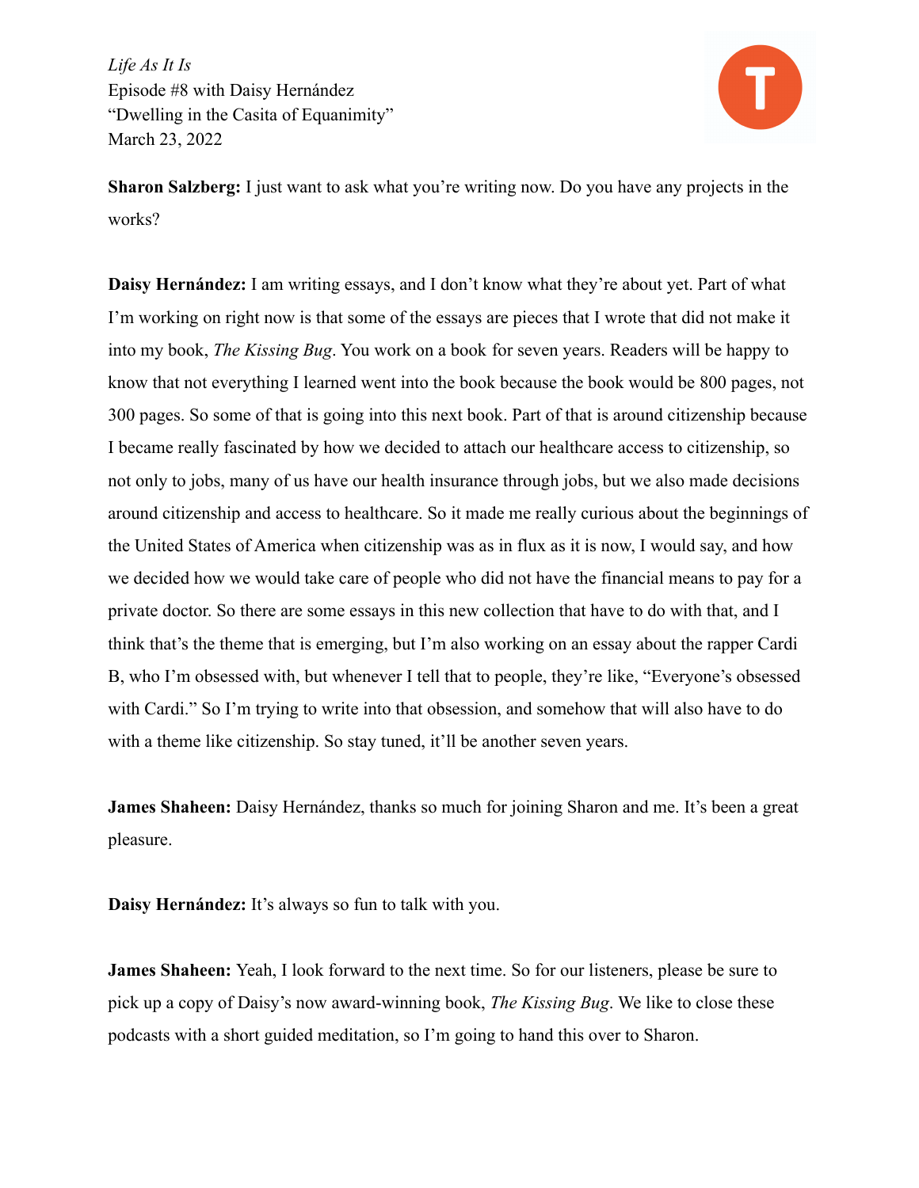**Sharon Salzberg:** I just want to ask what you're writing now. Do you have any projects in the works?

**Daisy Hernández:** I am writing essays, and I don't know what they're about yet. Part of what I'm working on right now is that some of the essays are pieces that I wrote that did not make it into my book, *The Kissing Bug*. You work on a book for seven years. Readers will be happy to know that not everything I learned went into the book because the book would be 800 pages, not 300 pages. So some of that is going into this next book. Part of that is around citizenship because I became really fascinated by how we decided to attach our healthcare access to citizenship, so not only to jobs, many of us have our health insurance through jobs, but we also made decisions around citizenship and access to healthcare. So it made me really curious about the beginnings of the United States of America when citizenship was as in flux as it is now, I would say, and how we decided how we would take care of people who did not have the financial means to pay for a private doctor. So there are some essays in this new collection that have to do with that, and I think that's the theme that is emerging, but I'm also working on an essay about the rapper Cardi B, who I'm obsessed with, but whenever I tell that to people, they're like, "Everyone's obsessed with Cardi." So I'm trying to write into that obsession, and somehow that will also have to do with a theme like citizenship. So stay tuned, it'll be another seven years.

**James Shaheen:** Daisy Hernández, thanks so much for joining Sharon and me. It's been a great pleasure.

**Daisy Hernández:** It's always so fun to talk with you.

**James Shaheen:** Yeah, I look forward to the next time. So for our listeners, please be sure to pick up a copy of Daisy's now award-winning book, *The Kissing Bug*. We like to close these podcasts with a short guided meditation, so I'm going to hand this over to Sharon.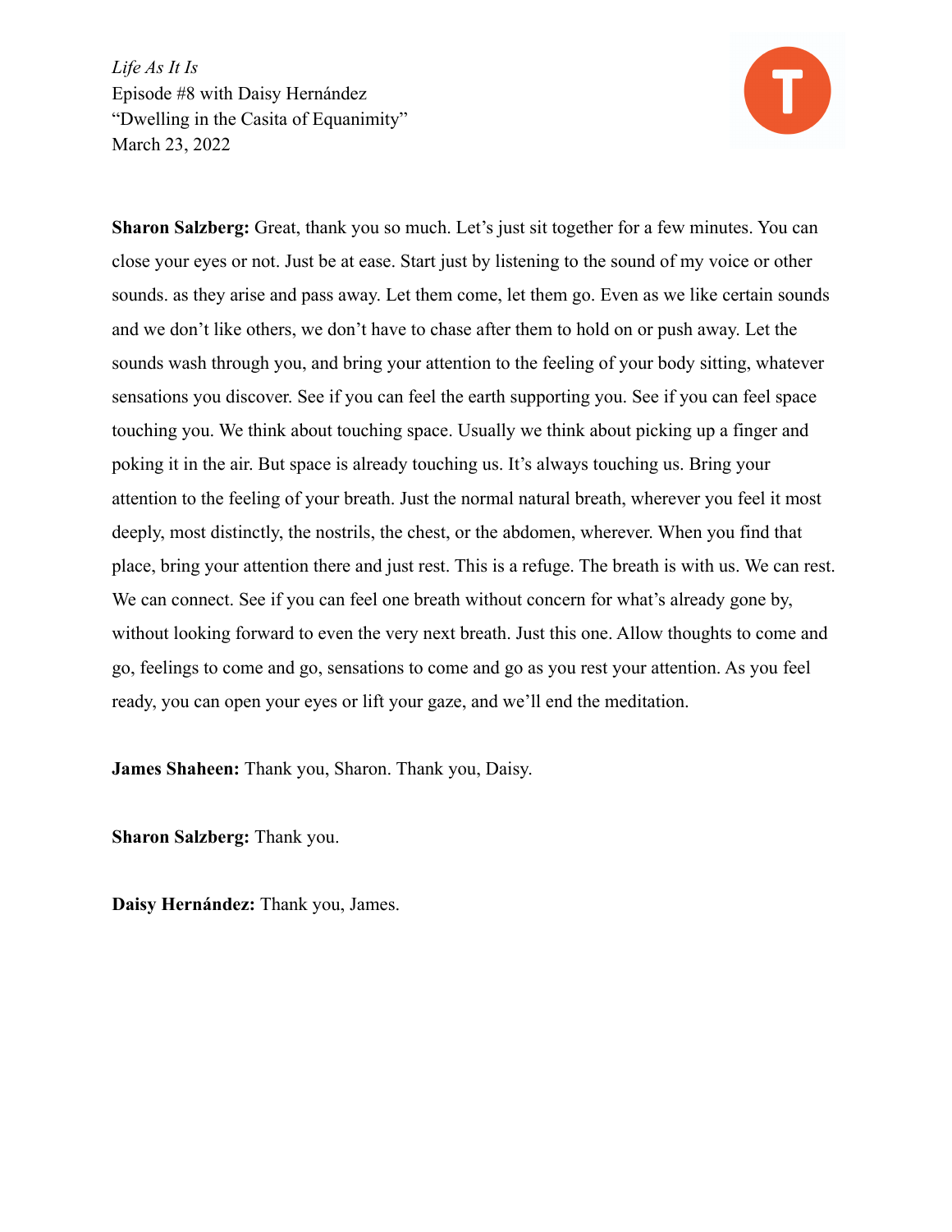Sharon Salzberg: Great, thank you so much. Let's just sit together for a few minutes. You can close your eyes or not. Just be at ease. Start just by listening to the sound of my voice or other sounds. as they arise and pass away. Let them come, let them go. Even as we like certain sounds and we don't like others, we don't have to chase after them to hold on or push away. Let the sounds wash through you, and bring your attention to the feeling of your body sitting, whatever sensations you discover. See if you can feel the earth supporting you. See if you can feel space touching you. We think about touching space. Usually we think about picking up a finger and poking it in the air. But space is already touching us. It's always touching us. Bring your attention to the feeling of your breath. Just the normal natural breath, wherever you feel it most deeply, most distinctly, the nostrils, the chest, or the abdomen, wherever. When you find that place, bring your attention there and just rest. This is a refuge. The breath is with us. We can rest. We can connect. See if you can feel one breath without concern for what's already gone by, without looking forward to even the very next breath. Just this one. Allow thoughts to come and go, feelings to come and go, sensations to come and go as you rest your attention. As you feel ready, you can open your eyes or lift your gaze, and we'll end the meditation.

**James Shaheen:** Thank you, Sharon. Thank you, Daisy.

**Sharon Salzberg:** Thank you.

**Daisy Hernández:** Thank you, James.